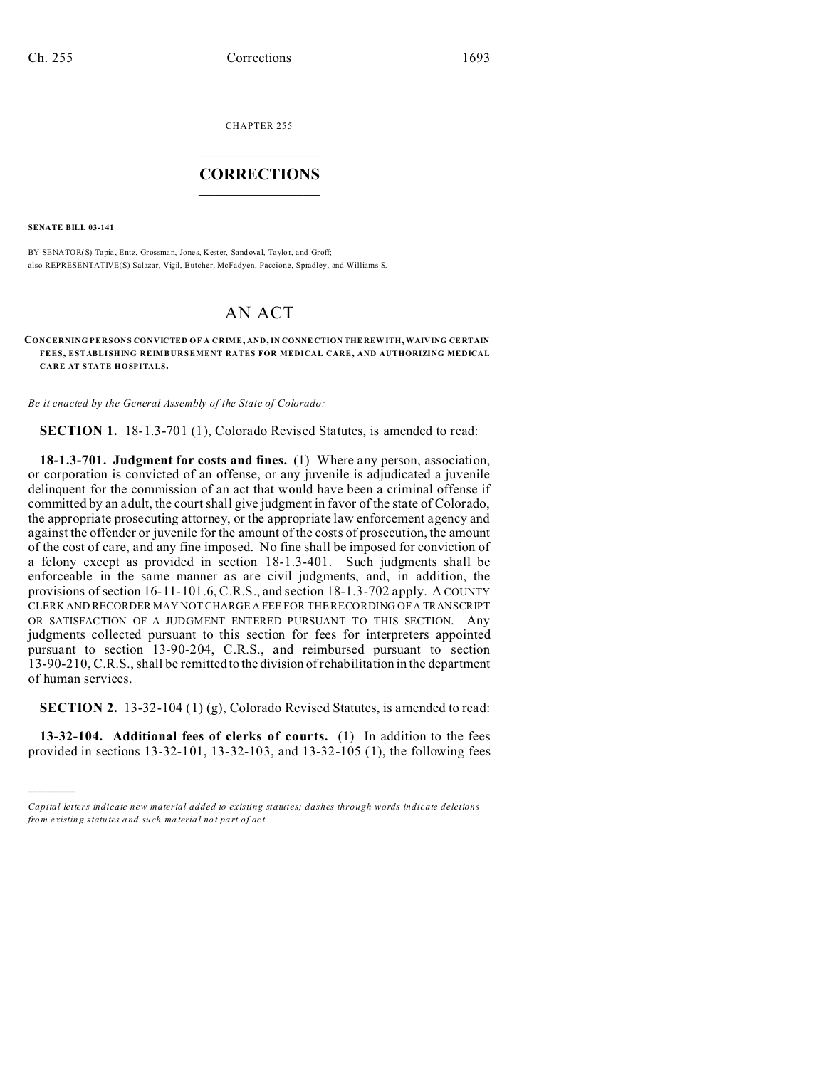CHAPTER 255

# CORRECTIONS

**SENATE BILL 03-141**

BY SENATOR(S) Tapia, Entz, Grossman, Jones, Kester, Sandoval, Taylor, and Groff;
also REPRESENTATIVE(S) Salazar, Vigil, Butcher, McFadyen, Paccione, Spradley, and Williams S.

# AN ACT

**CONCERNING PERSONS CONVICTED OF A CRIME, AND, IN CONNECTION THEREWITH, WAIVING CERTAIN FEES, ESTABLISHING REIMBURSEMENT RATES FOR MEDICAL CARE, AND AUTHORIZING MEDICAL CARE AT STATE HOSPITALS.**

*Be it enacted by the General Assembly of the State of Colorado:*

**SECTION 1.** 18-1.3-701 (1), Colorado Revised Statutes, is amended to read:

**18-1.3-701. Judgment for costs and fines.** (1) Where any person, association, or corporation is convicted of an offense, or any juvenile is adjudicated a juvenile delinquent for the commission of an act that would have been a criminal offense if committed by an adult, the court shall give judgment in favor of the state of Colorado, the appropriate prosecuting attorney, or the appropriate law enforcement agency and against the offender or juvenile for the amount of the costs of prosecution, the amount of the cost of care, and any fine imposed. No fine shall be imposed for conviction of a felony except as provided in section 18-1.3-401. Such judgments shall be enforceable in the same manner as are civil judgments, and, in addition, the provisions of section 16-11-101.6, C.R.S., and section 18-1.3-702 apply. A COUNTY CLERK AND RECORDER MAY NOT CHARGE A FEE FOR THE RECORDING OF A TRANSCRIPT OR SATISFACTION OF A JUDGMENT ENTERED PURSUANT TO THIS SECTION. Any judgments collected pursuant to this section for fees for interpreters appointed pursuant to section 13-90-204, C.R.S., and reimbursed pursuant to section 13-90-210, C.R.S., shall be remitted to the division of rehabilitation in the department of human services.

**SECTION 2.** 13-32-104 (1) (g), Colorado Revised Statutes, is amended to read:

**13-32-104. Additional fees of clerks of courts.** (1) In addition to the fees provided in sections 13-32-101, 13-32-103, and 13-32-105 (1), the following fees

---

*Capital letters indicate new material added to existing statutes; dashes through words indicate deletions from existing statutes and such material not part of act.*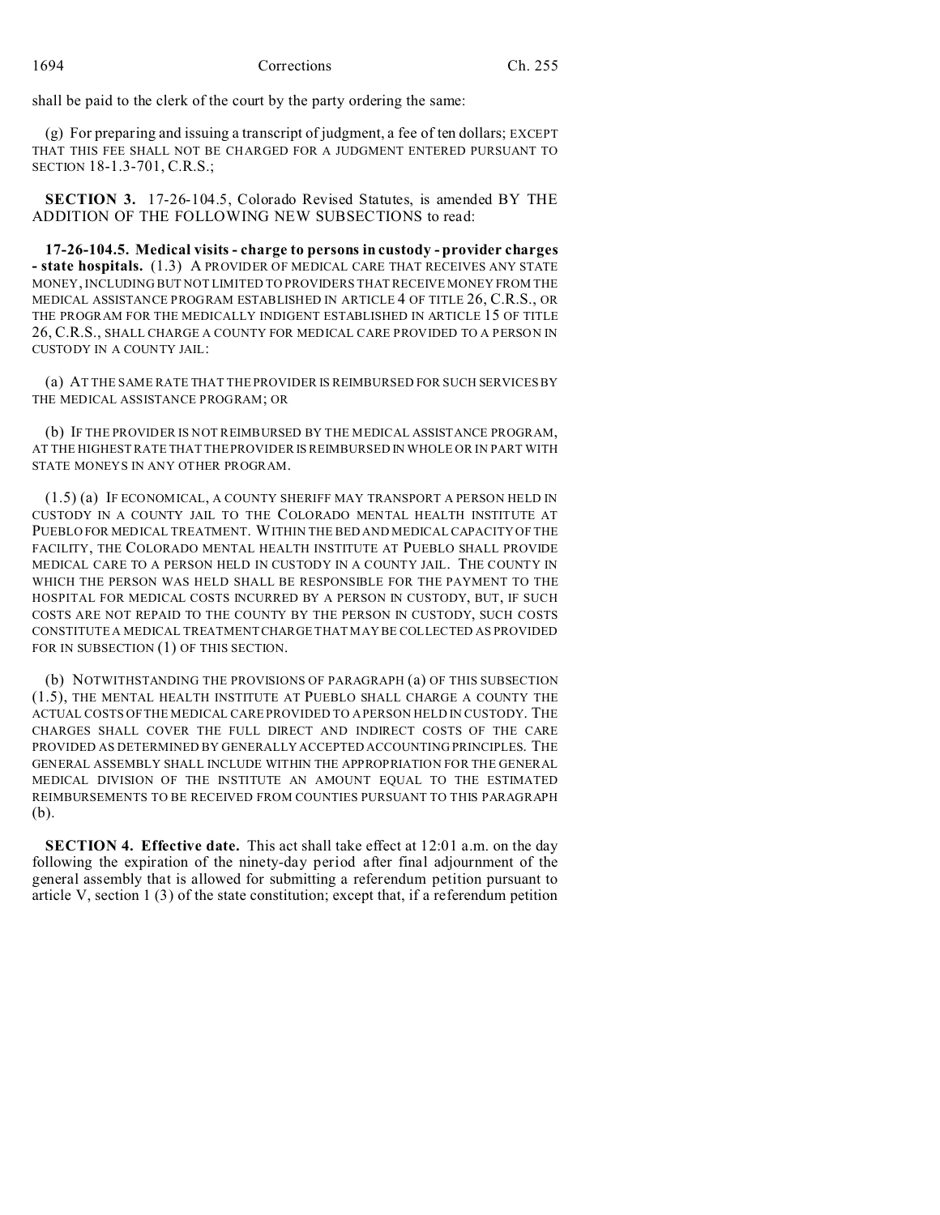shall be paid to the clerk of the court by the party ordering the same:

(g) For preparing and issuing a transcript of judgment, a fee of ten dollars; EXCEPT THAT THIS FEE SHALL NOT BE CHARGED FOR A JUDGMENT ENTERED PURSUANT TO SECTION 18-1.3-701, C.R.S.;

**SECTION 3.** 17-26-104.5, Colorado Revised Statutes, is amended BY THE ADDITION OF THE FOLLOWING NEW SUBSECTIONS to read:

**17-26-104.5. Medical visits - charge to persons in custody - provider charges - state hospitals.** (1.3) A PROVIDER OF MEDICAL CARE THAT RECEIVES ANY STATE MONEY, INCLUDING BUT NOT LIMITED TO PROVIDERS THAT RECEIVE MONEY FROM THE MEDICAL ASSISTANCE PROGRAM ESTABLISHED IN ARTICLE 4 OF TITLE 26, C.R.S., OR THE PROGRAM FOR THE MEDICALLY INDIGENT ESTABLISHED IN ARTICLE 15 OF TITLE 26, C.R.S., SHALL CHARGE A COUNTY FOR MEDICAL CARE PROVIDED TO A PERSON IN CUSTODY IN A COUNTY JAIL:

(a) AT THE SAME RATE THAT THE PROVIDER IS REIMBURSED FOR SUCH SERVICES BY THE MEDICAL ASSISTANCE PROGRAM; OR

(b) IF THE PROVIDER IS NOT REIMBURSED BY THE MEDICAL ASSISTANCE PROGRAM, AT THE HIGHEST RATE THAT THE PROVIDER IS REIMBURSED IN WHOLE OR IN PART WITH STATE MONEYS IN ANY OTHER PROGRAM.

(1.5) (a) IF ECONOMICAL, A COUNTY SHERIFF MAY TRANSPORT A PERSON HELD IN CUSTODY IN A COUNTY JAIL TO THE COLORADO MENTAL HEALTH INSTITUTE AT PUEBLO FOR MEDICAL TREATMENT. WITHIN THE BED AND MEDICAL CAPACITY OF THE FACILITY, THE COLORADO MENTAL HEALTH INSTITUTE AT PUEBLO SHALL PROVIDE MEDICAL CARE TO A PERSON HELD IN CUSTODY IN A COUNTY JAIL. THE COUNTY IN WHICH THE PERSON WAS HELD SHALL BE RESPONSIBLE FOR THE PAYMENT TO THE HOSPITAL FOR MEDICAL COSTS INCURRED BY A PERSON IN CUSTODY, BUT, IF SUCH COSTS ARE NOT REPAID TO THE COUNTY BY THE PERSON IN CUSTODY, SUCH COSTS CONSTITUTE A MEDICAL TREATMENT CHARGE THAT MAY BE COLLECTED AS PROVIDED FOR IN SUBSECTION (1) OF THIS SECTION.

(b) NOTWITHSTANDING THE PROVISIONS OF PARAGRAPH (a) OF THIS SUBSECTION (1.5), THE MENTAL HEALTH INSTITUTE AT PUEBLO SHALL CHARGE A COUNTY THE ACTUAL COSTS OF THE MEDICAL CARE PROVIDED TO A PERSON HELD IN CUSTODY. THE CHARGES SHALL COVER THE FULL DIRECT AND INDIRECT COSTS OF THE CARE PROVIDED AS DETERMINED BY GENERALLY ACCEPTED ACCOUNTING PRINCIPLES. THE GENERAL ASSEMBLY SHALL INCLUDE WITHIN THE APPROPRIATION FOR THE GENERAL MEDICAL DIVISION OF THE INSTITUTE AN AMOUNT EQUAL TO THE ESTIMATED REIMBURSEMENTS TO BE RECEIVED FROM COUNTIES PURSUANT TO THIS PARAGRAPH (b).

**SECTION 4. Effective date.** This act shall take effect at 12:01 a.m. on the day following the expiration of the ninety-day period after final adjournment of the general assembly that is allowed for submitting a referendum petition pursuant to article V, section 1 (3) of the state constitution; except that, if a referendum petition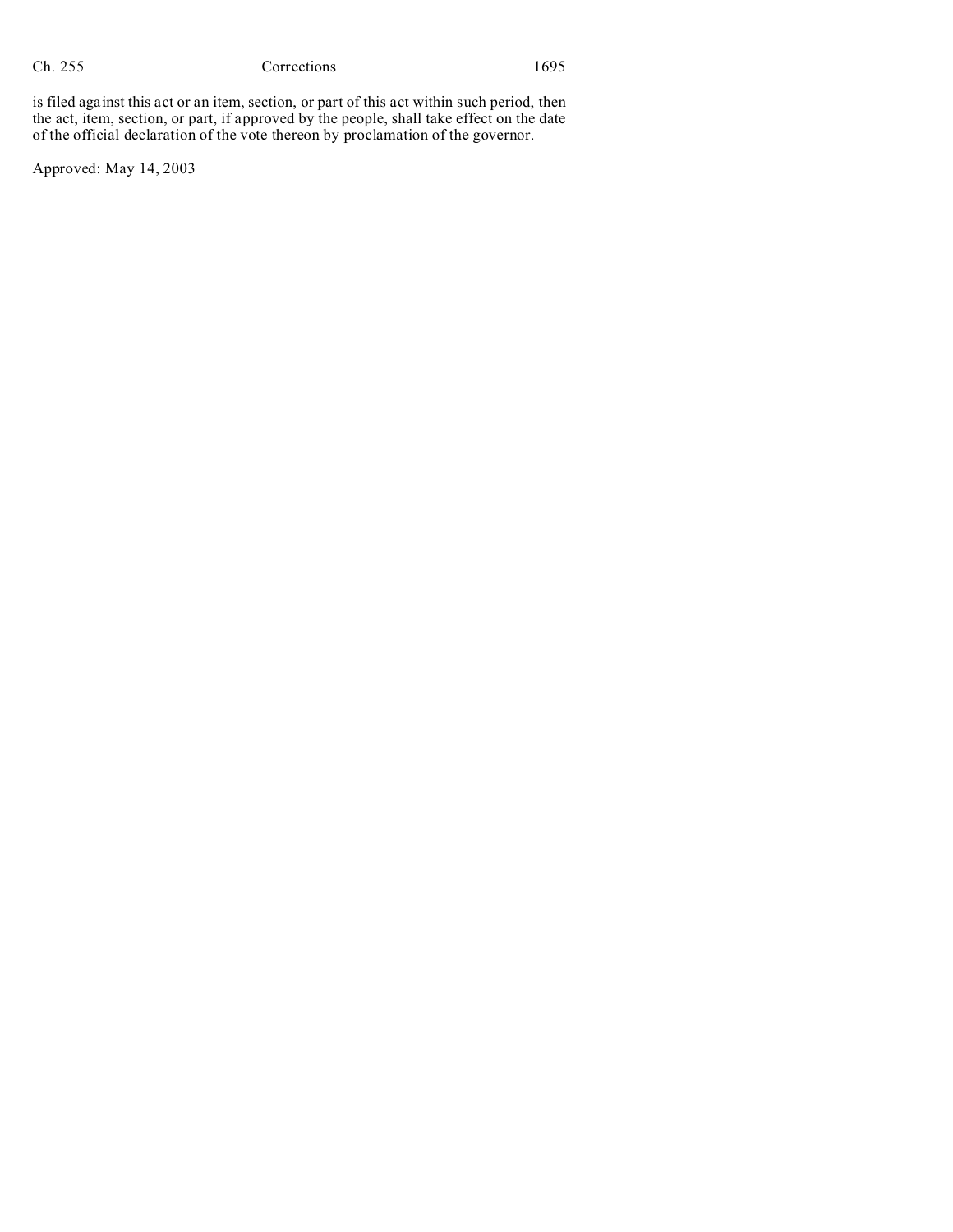is filed against this act or an item, section, or part of this act within such period, then the act, item, section, or part, if approved by the people, shall take effect on the date of the official declaration of the vote thereon by proclamation of the governor.

Approved: May 14, 2003